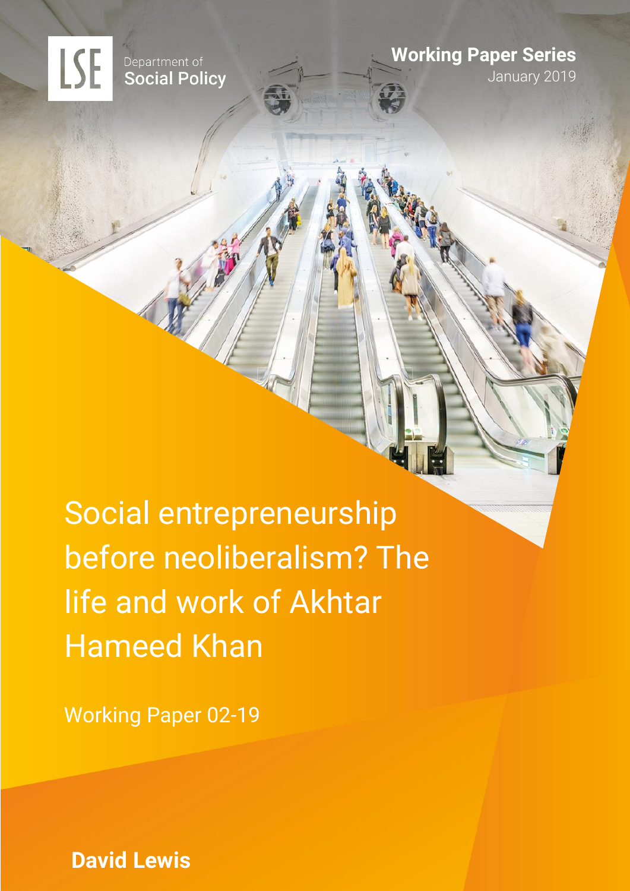LSE Department of Social Policy

**Working Paper Series**
January 2019

# Social entrepreneurship before neoliberalism? The life and work of Akhtar Hameed Khan

Working Paper 02-19

**David Lewis**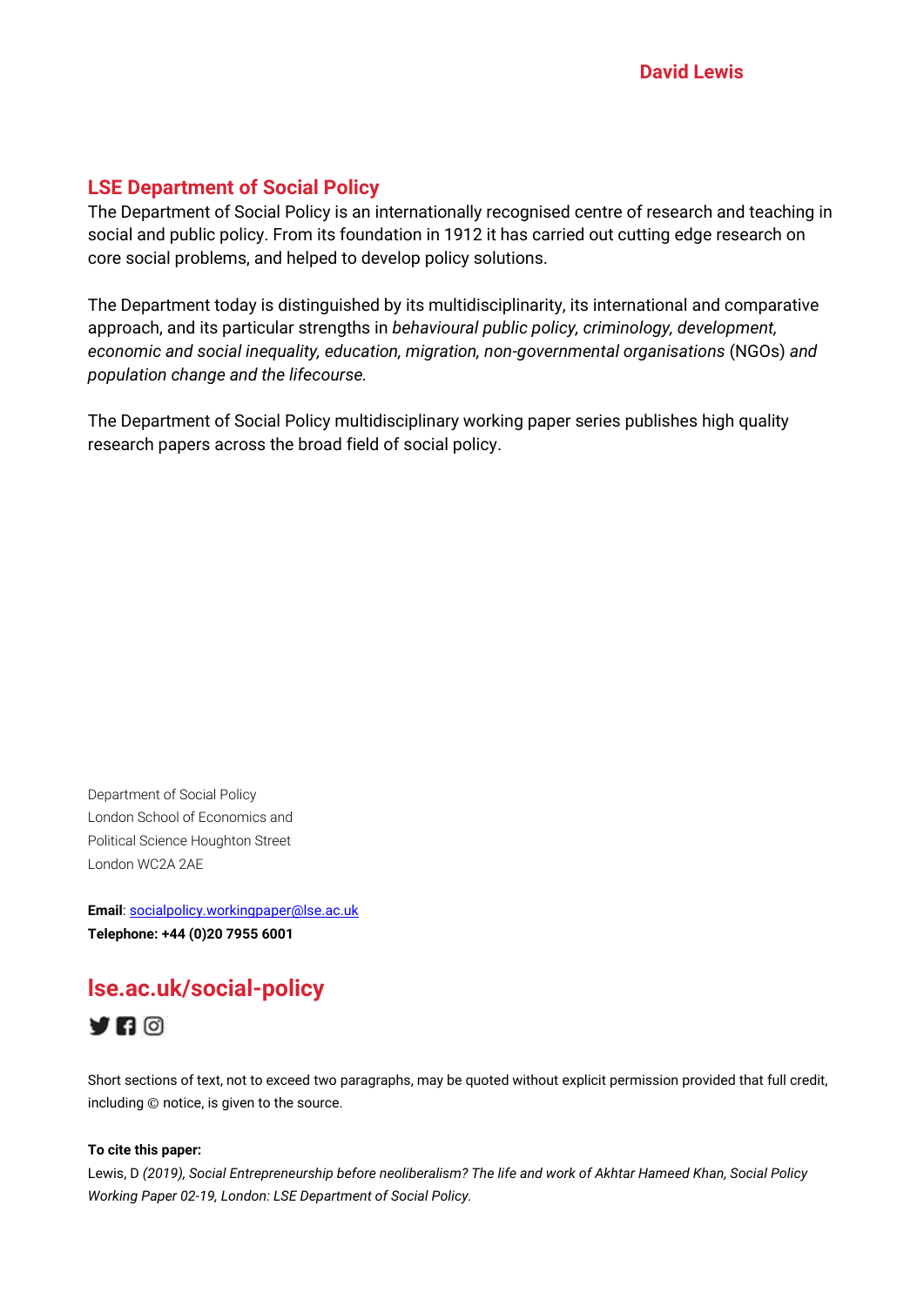**David Lewis**

## LSE Department of Social Policy

The Department of Social Policy is an internationally recognised centre of research and teaching in social and public policy. From its foundation in 1912 it has carried out cutting edge research on core social problems, and helped to develop policy solutions.

The Department today is distinguished by its multidisciplinarity, its international and comparative approach, and its particular strengths in *behavioural public policy, criminology, development, economic and social inequality, education, migration, non-governmental organisations* (NGOs) *and population change and the lifecourse.*

The Department of Social Policy multidisciplinary working paper series publishes high quality research papers across the broad field of social policy.

Department of Social Policy
London School of Economics and
Political Science Houghton Street
London WC2A 2AE

**Email**: socialpolicy.workingpaper@lse.ac.uk
**Telephone: +44 (0)20 7955 6001**

## lse.ac.uk/social-policy

Short sections of text, not to exceed two paragraphs, may be quoted without explicit permission provided that full credit, including © notice, is given to the source.

**To cite this paper:**
Lewis, D *(2019), Social Entrepreneurship before neoliberalism? The life and work of Akhtar Hameed Khan, Social Policy Working Paper 02-19, London: LSE Department of Social Policy.*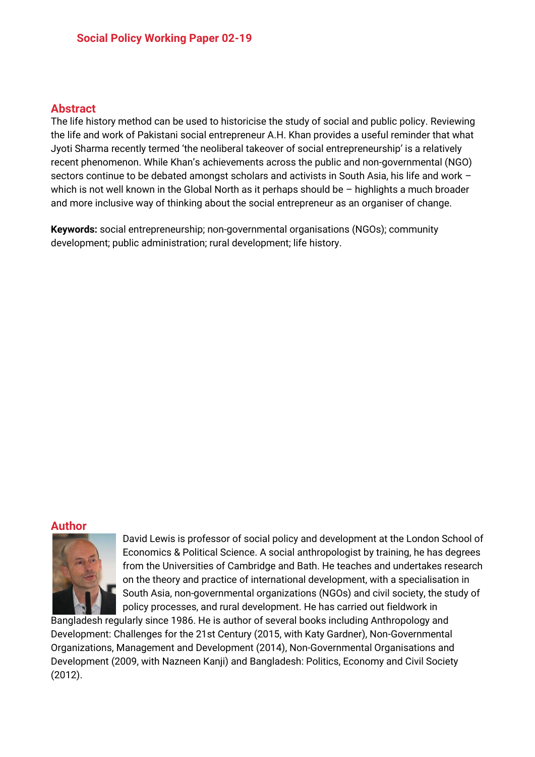Social Policy Working Paper 02-19

## Abstract

The life history method can be used to historicise the study of social and public policy. Reviewing the life and work of Pakistani social entrepreneur A.H. Khan provides a useful reminder that what Jyoti Sharma recently termed 'the neoliberal takeover of social entrepreneurship' is a relatively recent phenomenon. While Khan's achievements across the public and non-governmental (NGO) sectors continue to be debated amongst scholars and activists in South Asia, his life and work – which is not well known in the Global North as it perhaps should be – highlights a much broader and more inclusive way of thinking about the social entrepreneur as an organiser of change.

**Keywords:** social entrepreneurship; non-governmental organisations (NGOs); community development; public administration; rural development; life history.

## Author

David Lewis is professor of social policy and development at the London School of Economics & Political Science. A social anthropologist by training, he has degrees from the Universities of Cambridge and Bath. He teaches and undertakes research on the theory and practice of international development, with a specialisation in South Asia, non-governmental organizations (NGOs) and civil society, the study of policy processes, and rural development. He has carried out fieldwork in Bangladesh regularly since 1986. He is author of several books including Anthropology and Development: Challenges for the 21st Century (2015, with Katy Gardner), Non-Governmental Organizations, Management and Development (2014), Non-Governmental Organisations and Development (2009, with Nazneen Kanji) and Bangladesh: Politics, Economy and Civil Society (2012).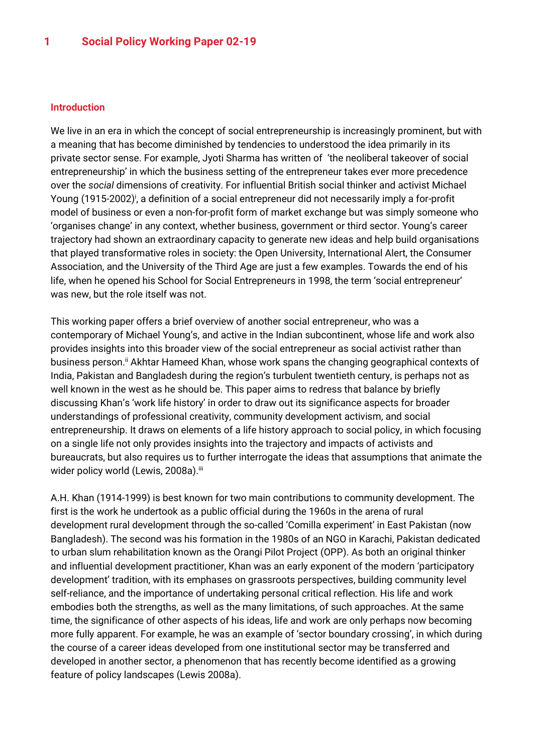## Introduction

We live in an era in which the concept of social entrepreneurship is increasingly prominent, but with a meaning that has become diminished by tendencies to understood the idea primarily in its private sector sense. For example, Jyoti Sharma has written of 'the neoliberal takeover of social entrepreneurship' in which the business setting of the entrepreneur takes ever more precedence over the *social* dimensions of creativity. For influential British social thinker and activist Michael Young (1915-2002)[i], a definition of a social entrepreneur did not necessarily imply a for-profit model of business or even a non-for-profit form of market exchange but was simply someone who 'organises change' in any context, whether business, government or third sector. Young's career trajectory had shown an extraordinary capacity to generate new ideas and help build organisations that played transformative roles in society: the Open University, International Alert, the Consumer Association, and the University of the Third Age are just a few examples. Towards the end of his life, when he opened his School for Social Entrepreneurs in 1998, the term 'social entrepreneur' was new, but the role itself was not.

This working paper offers a brief overview of another social entrepreneur, who was a contemporary of Michael Young's, and active in the Indian subcontinent, whose life and work also provides insights into this broader view of the social entrepreneur as social activist rather than business person.[ii] Akhtar Hameed Khan, whose work spans the changing geographical contexts of India, Pakistan and Bangladesh during the region's turbulent twentieth century, is perhaps not as well known in the west as he should be. This paper aims to redress that balance by briefly discussing Khan's 'work life history' in order to draw out its significance aspects for broader understandings of professional creativity, community development activism, and social entrepreneurship. It draws on elements of a life history approach to social policy, in which focusing on a single life not only provides insights into the trajectory and impacts of activists and bureaucrats, but also requires us to further interrogate the ideas that assumptions that animate the wider policy world (Lewis, 2008a).[iii]

A.H. Khan (1914-1999) is best known for two main contributions to community development. The first is the work he undertook as a public official during the 1960s in the arena of rural development rural development through the so-called 'Comilla experiment' in East Pakistan (now Bangladesh). The second was his formation in the 1980s of an NGO in Karachi, Pakistan dedicated to urban slum rehabilitation known as the Orangi Pilot Project (OPP). As both an original thinker and influential development practitioner, Khan was an early exponent of the modern 'participatory development' tradition, with its emphases on grassroots perspectives, building community level self-reliance, and the importance of undertaking personal critical reflection. His life and work embodies both the strengths, as well as the many limitations, of such approaches. At the same time, the significance of other aspects of his ideas, life and work are only perhaps now becoming more fully apparent. For example, he was an example of 'sector boundary crossing', in which during the course of a career ideas developed from one institutional sector may be transferred and developed in another sector, a phenomenon that has recently become identified as a growing feature of policy landscapes (Lewis 2008a).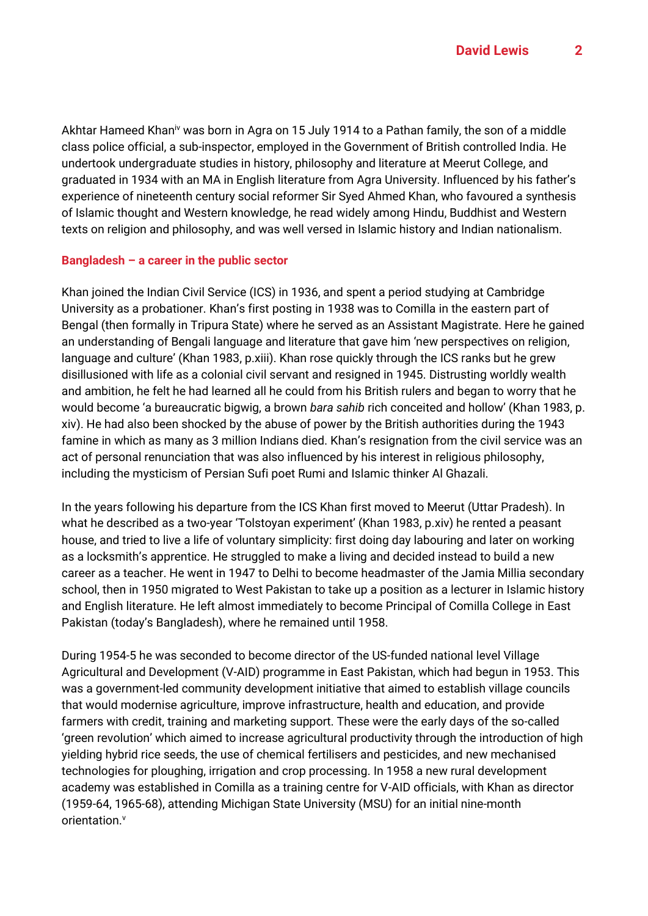Akhtar Hameed Khan[iv] was born in Agra on 15 July 1914 to a Pathan family, the son of a middle class police official, a sub-inspector, employed in the Government of British controlled India. He undertook undergraduate studies in history, philosophy and literature at Meerut College, and graduated in 1934 with an MA in English literature from Agra University. Influenced by his father's experience of nineteenth century social reformer Sir Syed Ahmed Khan, who favoured a synthesis of Islamic thought and Western knowledge, he read widely among Hindu, Buddhist and Western texts on religion and philosophy, and was well versed in Islamic history and Indian nationalism.

## Bangladesh – a career in the public sector

Khan joined the Indian Civil Service (ICS) in 1936, and spent a period studying at Cambridge University as a probationer. Khan's first posting in 1938 was to Comilla in the eastern part of Bengal (then formally in Tripura State) where he served as an Assistant Magistrate. Here he gained an understanding of Bengali language and literature that gave him 'new perspectives on religion, language and culture' (Khan 1983, p.xiii). Khan rose quickly through the ICS ranks but he grew disillusioned with life as a colonial civil servant and resigned in 1945. Distrusting worldly wealth and ambition, he felt he had learned all he could from his British rulers and began to worry that he would become 'a bureaucratic bigwig, a brown *bara sahib* rich conceited and hollow' (Khan 1983, p. xiv). He had also been shocked by the abuse of power by the British authorities during the 1943 famine in which as many as 3 million Indians died. Khan's resignation from the civil service was an act of personal renunciation that was also influenced by his interest in religious philosophy, including the mysticism of Persian Sufi poet Rumi and Islamic thinker Al Ghazali.

In the years following his departure from the ICS Khan first moved to Meerut (Uttar Pradesh). In what he described as a two-year 'Tolstoyan experiment' (Khan 1983, p.xiv) he rented a peasant house, and tried to live a life of voluntary simplicity: first doing day labouring and later on working as a locksmith's apprentice. He struggled to make a living and decided instead to build a new career as a teacher. He went in 1947 to Delhi to become headmaster of the Jamia Millia secondary school, then in 1950 migrated to West Pakistan to take up a position as a lecturer in Islamic history and English literature. He left almost immediately to become Principal of Comilla College in East Pakistan (today's Bangladesh), where he remained until 1958.

During 1954-5 he was seconded to become director of the US-funded national level Village Agricultural and Development (V-AID) programme in East Pakistan, which had begun in 1953. This was a government-led community development initiative that aimed to establish village councils that would modernise agriculture, improve infrastructure, health and education, and provide farmers with credit, training and marketing support. These were the early days of the so-called 'green revolution' which aimed to increase agricultural productivity through the introduction of high yielding hybrid rice seeds, the use of chemical fertilisers and pesticides, and new mechanised technologies for ploughing, irrigation and crop processing. In 1958 a new rural development academy was established in Comilla as a training centre for V-AID officials, with Khan as director (1959-64, 1965-68), attending Michigan State University (MSU) for an initial nine-month orientation.[v]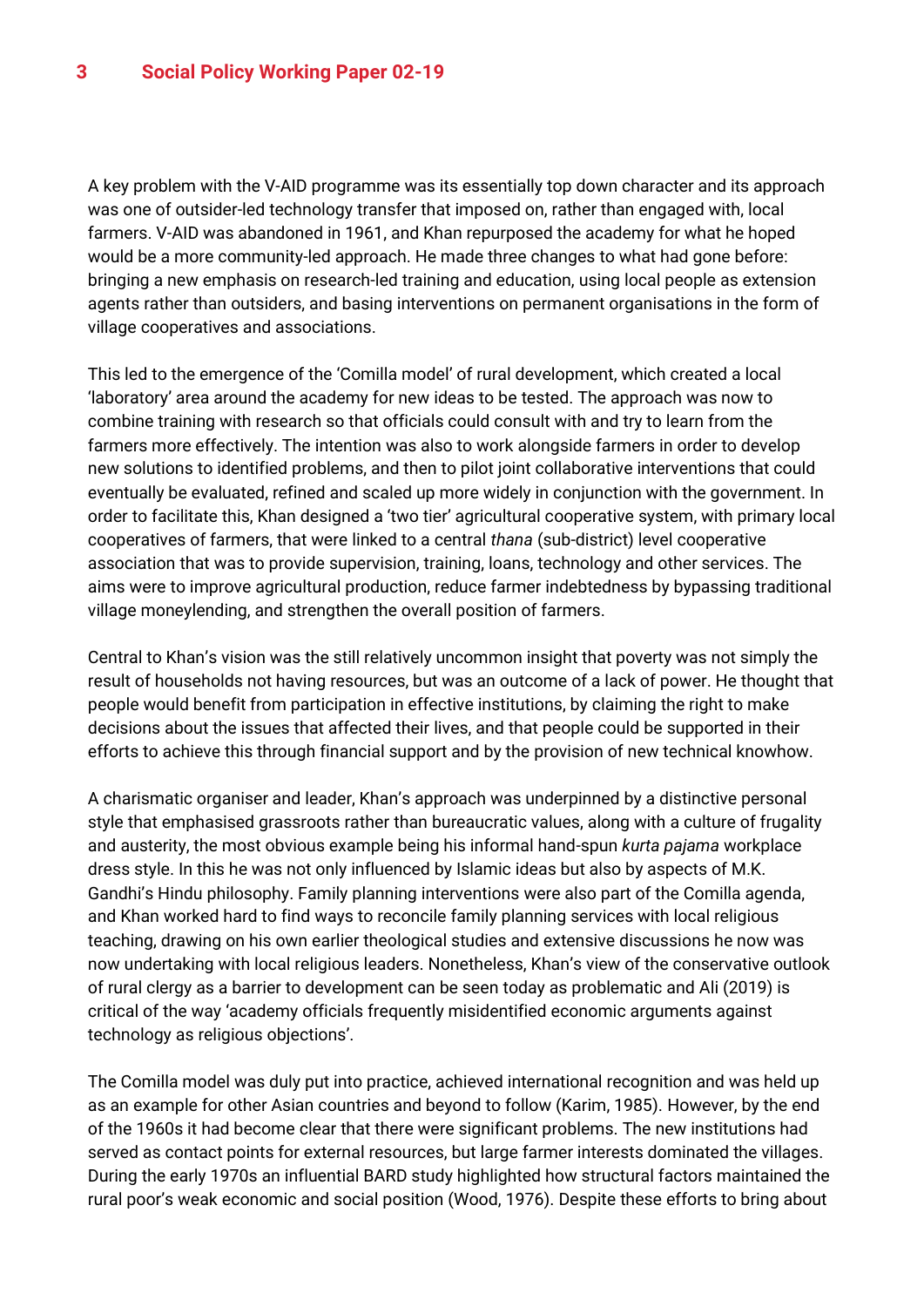A key problem with the V-AID programme was its essentially top down character and its approach was one of outsider-led technology transfer that imposed on, rather than engaged with, local farmers. V-AID was abandoned in 1961, and Khan repurposed the academy for what he hoped would be a more community-led approach. He made three changes to what had gone before: bringing a new emphasis on research-led training and education, using local people as extension agents rather than outsiders, and basing interventions on permanent organisations in the form of village cooperatives and associations.

This led to the emergence of the 'Comilla model' of rural development, which created a local 'laboratory' area around the academy for new ideas to be tested. The approach was now to combine training with research so that officials could consult with and try to learn from the farmers more effectively. The intention was also to work alongside farmers in order to develop new solutions to identified problems, and then to pilot joint collaborative interventions that could eventually be evaluated, refined and scaled up more widely in conjunction with the government. In order to facilitate this, Khan designed a 'two tier' agricultural cooperative system, with primary local cooperatives of farmers, that were linked to a central *thana* (sub-district) level cooperative association that was to provide supervision, training, loans, technology and other services. The aims were to improve agricultural production, reduce farmer indebtedness by bypassing traditional village moneylending, and strengthen the overall position of farmers.

Central to Khan's vision was the still relatively uncommon insight that poverty was not simply the result of households not having resources, but was an outcome of a lack of power. He thought that people would benefit from participation in effective institutions, by claiming the right to make decisions about the issues that affected their lives, and that people could be supported in their efforts to achieve this through financial support and by the provision of new technical knowhow.

A charismatic organiser and leader, Khan's approach was underpinned by a distinctive personal style that emphasised grassroots rather than bureaucratic values, along with a culture of frugality and austerity, the most obvious example being his informal hand-spun *kurta pajama* workplace dress style. In this he was not only influenced by Islamic ideas but also by aspects of M.K. Gandhi's Hindu philosophy. Family planning interventions were also part of the Comilla agenda, and Khan worked hard to find ways to reconcile family planning services with local religious teaching, drawing on his own earlier theological studies and extensive discussions he now was now undertaking with local religious leaders. Nonetheless, Khan's view of the conservative outlook of rural clergy as a barrier to development can be seen today as problematic and Ali (2019) is critical of the way 'academy officials frequently misidentified economic arguments against technology as religious objections'.

The Comilla model was duly put into practice, achieved international recognition and was held up as an example for other Asian countries and beyond to follow (Karim, 1985). However, by the end of the 1960s it had become clear that there were significant problems. The new institutions had served as contact points for external resources, but large farmer interests dominated the villages. During the early 1970s an influential BARD study highlighted how structural factors maintained the rural poor's weak economic and social position (Wood, 1976). Despite these efforts to bring about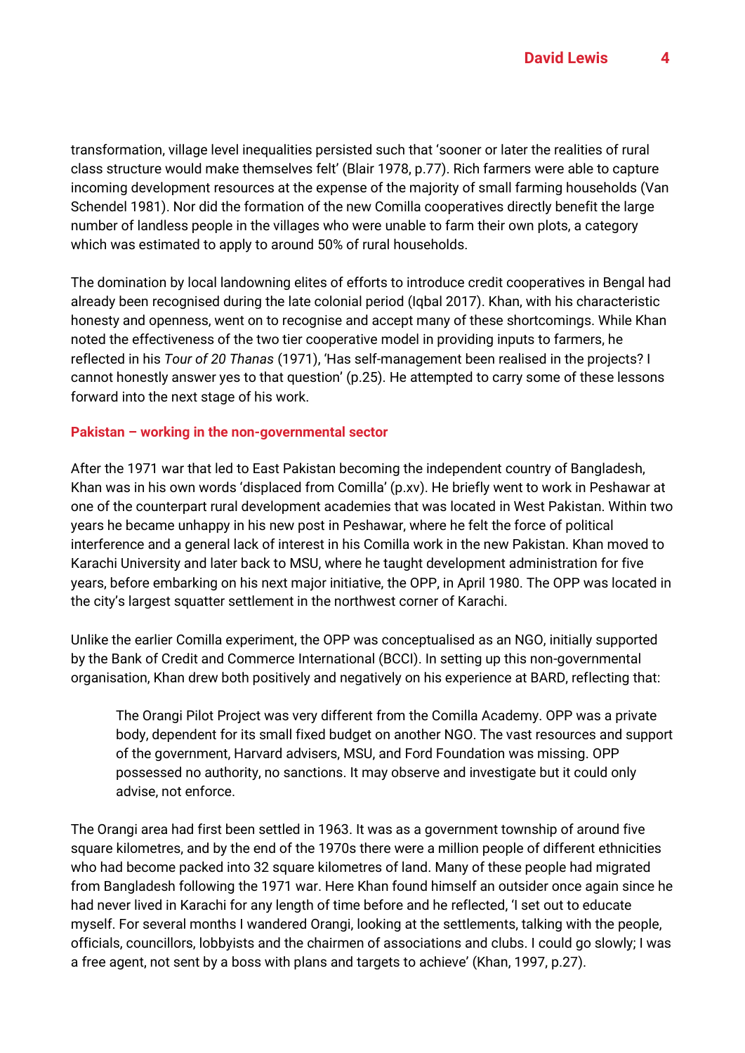transformation, village level inequalities persisted such that 'sooner or later the realities of rural class structure would make themselves felt' (Blair 1978, p.77). Rich farmers were able to capture incoming development resources at the expense of the majority of small farming households (Van Schendel 1981). Nor did the formation of the new Comilla cooperatives directly benefit the large number of landless people in the villages who were unable to farm their own plots, a category which was estimated to apply to around 50% of rural households.

The domination by local landowning elites of efforts to introduce credit cooperatives in Bengal had already been recognised during the late colonial period (Iqbal 2017). Khan, with his characteristic honesty and openness, went on to recognise and accept many of these shortcomings. While Khan noted the effectiveness of the two tier cooperative model in providing inputs to farmers, he reflected in his *Tour of 20 Thanas* (1971), 'Has self-management been realised in the projects? I cannot honestly answer yes to that question' (p.25). He attempted to carry some of these lessons forward into the next stage of his work.

### Pakistan – working in the non-governmental sector

After the 1971 war that led to East Pakistan becoming the independent country of Bangladesh, Khan was in his own words 'displaced from Comilla' (p.xv). He briefly went to work in Peshawar at one of the counterpart rural development academies that was located in West Pakistan. Within two years he became unhappy in his new post in Peshawar, where he felt the force of political interference and a general lack of interest in his Comilla work in the new Pakistan. Khan moved to Karachi University and later back to MSU, where he taught development administration for five years, before embarking on his next major initiative, the OPP, in April 1980. The OPP was located in the city's largest squatter settlement in the northwest corner of Karachi.

Unlike the earlier Comilla experiment, the OPP was conceptualised as an NGO, initially supported by the Bank of Credit and Commerce International (BCCI). In setting up this non-governmental organisation, Khan drew both positively and negatively on his experience at BARD, reflecting that:

> The Orangi Pilot Project was very different from the Comilla Academy. OPP was a private body, dependent for its small fixed budget on another NGO. The vast resources and support of the government, Harvard advisers, MSU, and Ford Foundation was missing. OPP possessed no authority, no sanctions. It may observe and investigate but it could only advise, not enforce.

The Orangi area had first been settled in 1963. It was as a government township of around five square kilometres, and by the end of the 1970s there were a million people of different ethnicities who had become packed into 32 square kilometres of land. Many of these people had migrated from Bangladesh following the 1971 war. Here Khan found himself an outsider once again since he had never lived in Karachi for any length of time before and he reflected, 'I set out to educate myself. For several months I wandered Orangi, looking at the settlements, talking with the people, officials, councillors, lobbyists and the chairmen of associations and clubs. I could go slowly; I was a free agent, not sent by a boss with plans and targets to achieve' (Khan, 1997, p.27).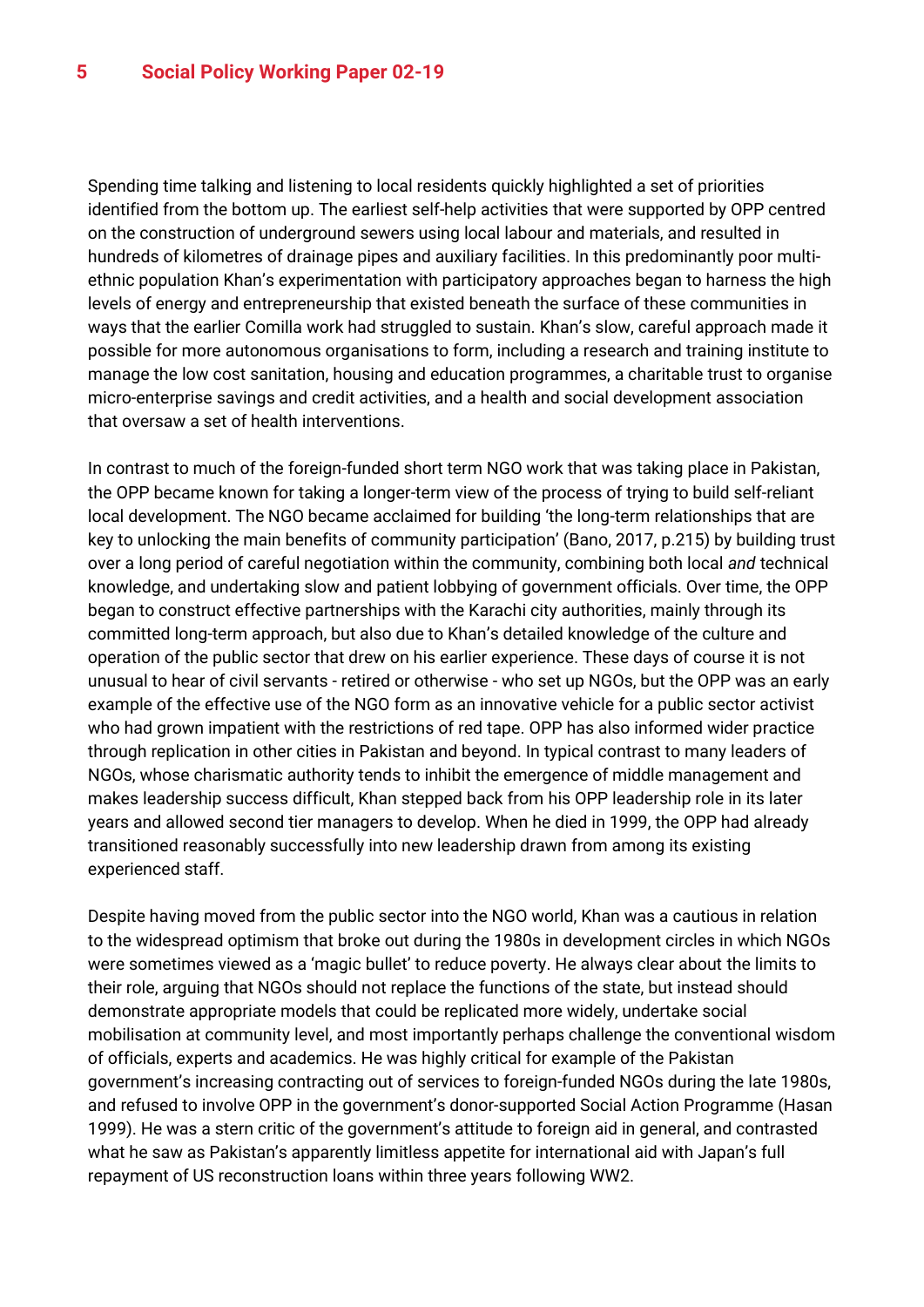Spending time talking and listening to local residents quickly highlighted a set of priorities identified from the bottom up. The earliest self-help activities that were supported by OPP centred on the construction of underground sewers using local labour and materials, and resulted in hundreds of kilometres of drainage pipes and auxiliary facilities. In this predominantly poor multi-ethnic population Khan's experimentation with participatory approaches began to harness the high levels of energy and entrepreneurship that existed beneath the surface of these communities in ways that the earlier Comilla work had struggled to sustain. Khan's slow, careful approach made it possible for more autonomous organisations to form, including a research and training institute to manage the low cost sanitation, housing and education programmes, a charitable trust to organise micro-enterprise savings and credit activities, and a health and social development association that oversaw a set of health interventions.

In contrast to much of the foreign-funded short term NGO work that was taking place in Pakistan, the OPP became known for taking a longer-term view of the process of trying to build self-reliant local development. The NGO became acclaimed for building 'the long-term relationships that are key to unlocking the main benefits of community participation' (Bano, 2017, p.215) by building trust over a long period of careful negotiation within the community, combining both local *and* technical knowledge, and undertaking slow and patient lobbying of government officials. Over time, the OPP began to construct effective partnerships with the Karachi city authorities, mainly through its committed long-term approach, but also due to Khan's detailed knowledge of the culture and operation of the public sector that drew on his earlier experience. These days of course it is not unusual to hear of civil servants - retired or otherwise - who set up NGOs, but the OPP was an early example of the effective use of the NGO form as an innovative vehicle for a public sector activist who had grown impatient with the restrictions of red tape. OPP has also informed wider practice through replication in other cities in Pakistan and beyond. In typical contrast to many leaders of NGOs, whose charismatic authority tends to inhibit the emergence of middle management and makes leadership success difficult, Khan stepped back from his OPP leadership role in its later years and allowed second tier managers to develop. When he died in 1999, the OPP had already transitioned reasonably successfully into new leadership drawn from among its existing experienced staff.

Despite having moved from the public sector into the NGO world, Khan was a cautious in relation to the widespread optimism that broke out during the 1980s in development circles in which NGOs were sometimes viewed as a 'magic bullet' to reduce poverty. He always clear about the limits to their role, arguing that NGOs should not replace the functions of the state, but instead should demonstrate appropriate models that could be replicated more widely, undertake social mobilisation at community level, and most importantly perhaps challenge the conventional wisdom of officials, experts and academics. He was highly critical for example of the Pakistan government's increasing contracting out of services to foreign-funded NGOs during the late 1980s, and refused to involve OPP in the government's donor-supported Social Action Programme (Hasan 1999). He was a stern critic of the government's attitude to foreign aid in general, and contrasted what he saw as Pakistan's apparently limitless appetite for international aid with Japan's full repayment of US reconstruction loans within three years following WW2.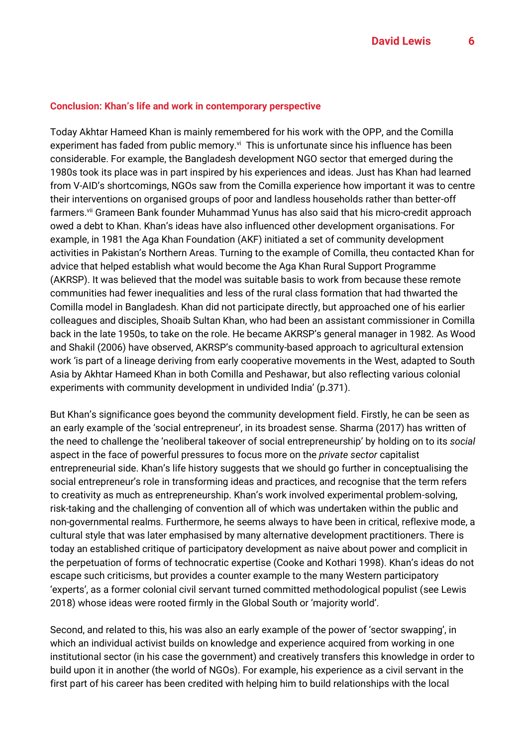### Conclusion: Khan's life and work in contemporary perspective

Today Akhtar Hameed Khan is mainly remembered for his work with the OPP, and the Comilla experiment has faded from public memory.[vi] This is unfortunate since his influence has been considerable. For example, the Bangladesh development NGO sector that emerged during the 1980s took its place was in part inspired by his experiences and ideas. Just has Khan had learned from V-AID's shortcomings, NGOs saw from the Comilla experience how important it was to centre their interventions on organised groups of poor and landless households rather than better-off farmers.[vii] Grameen Bank founder Muhammad Yunus has also said that his micro-credit approach owed a debt to Khan. Khan's ideas have also influenced other development organisations. For example, in 1981 the Aga Khan Foundation (AKF) initiated a set of community development activities in Pakistan's Northern Areas. Turning to the example of Comilla, theu contacted Khan for advice that helped establish what would become the Aga Khan Rural Support Programme (AKRSP). It was believed that the model was suitable basis to work from because these remote communities had fewer inequalities and less of the rural class formation that had thwarted the Comilla model in Bangladesh. Khan did not participate directly, but approached one of his earlier colleagues and disciples, Shoaib Sultan Khan, who had been an assistant commissioner in Comilla back in the late 1950s, to take on the role. He became AKRSP's general manager in 1982. As Wood and Shakil (2006) have observed, AKRSP's community-based approach to agricultural extension work 'is part of a lineage deriving from early cooperative movements in the West, adapted to South Asia by Akhtar Hameed Khan in both Comilla and Peshawar, but also reflecting various colonial experiments with community development in undivided India' (p.371).

But Khan's significance goes beyond the community development field. Firstly, he can be seen as an early example of the 'social entrepreneur', in its broadest sense. Sharma (2017) has written of the need to challenge the 'neoliberal takeover of social entrepreneurship' by holding on to its *social* aspect in the face of powerful pressures to focus more on the *private sector* capitalist entrepreneurial side. Khan's life history suggests that we should go further in conceptualising the social entrepreneur's role in transforming ideas and practices, and recognise that the term refers to creativity as much as entrepreneurship. Khan's work involved experimental problem-solving, risk-taking and the challenging of convention all of which was undertaken within the public and non-governmental realms. Furthermore, he seems always to have been in critical, reflexive mode, a cultural style that was later emphasised by many alternative development practitioners. There is today an established critique of participatory development as naive about power and complicit in the perpetuation of forms of technocratic expertise (Cooke and Kothari 1998). Khan's ideas do not escape such criticisms, but provides a counter example to the many Western participatory 'experts', as a former colonial civil servant turned committed methodological populist (see Lewis 2018) whose ideas were rooted firmly in the Global South or 'majority world'.

Second, and related to this, his was also an early example of the power of 'sector swapping', in which an individual activist builds on knowledge and experience acquired from working in one institutional sector (in his case the government) and creatively transfers this knowledge in order to build upon it in another (the world of NGOs). For example, his experience as a civil servant in the first part of his career has been credited with helping him to build relationships with the local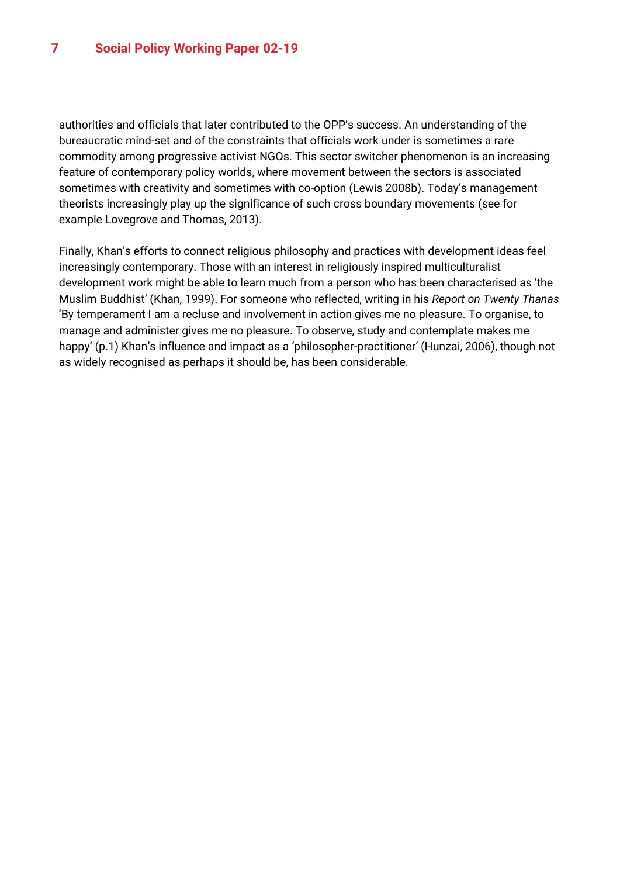authorities and officials that later contributed to the OPP's success. An understanding of the bureaucratic mind-set and of the constraints that officials work under is sometimes a rare commodity among progressive activist NGOs. This sector switcher phenomenon is an increasing feature of contemporary policy worlds, where movement between the sectors is associated sometimes with creativity and sometimes with co-option (Lewis 2008b). Today's management theorists increasingly play up the significance of such cross boundary movements (see for example Lovegrove and Thomas, 2013).

Finally, Khan's efforts to connect religious philosophy and practices with development ideas feel increasingly contemporary. Those with an interest in religiously inspired multiculturalist development work might be able to learn much from a person who has been characterised as 'the Muslim Buddhist' (Khan, 1999). For someone who reflected, writing in his *Report on Twenty Thanas* 'By temperament I am a recluse and involvement in action gives me no pleasure. To organise, to manage and administer gives me no pleasure. To observe, study and contemplate makes me happy' (p.1) Khan's influence and impact as a 'philosopher-practitioner' (Hunzai, 2006), though not as widely recognised as perhaps it should be, has been considerable.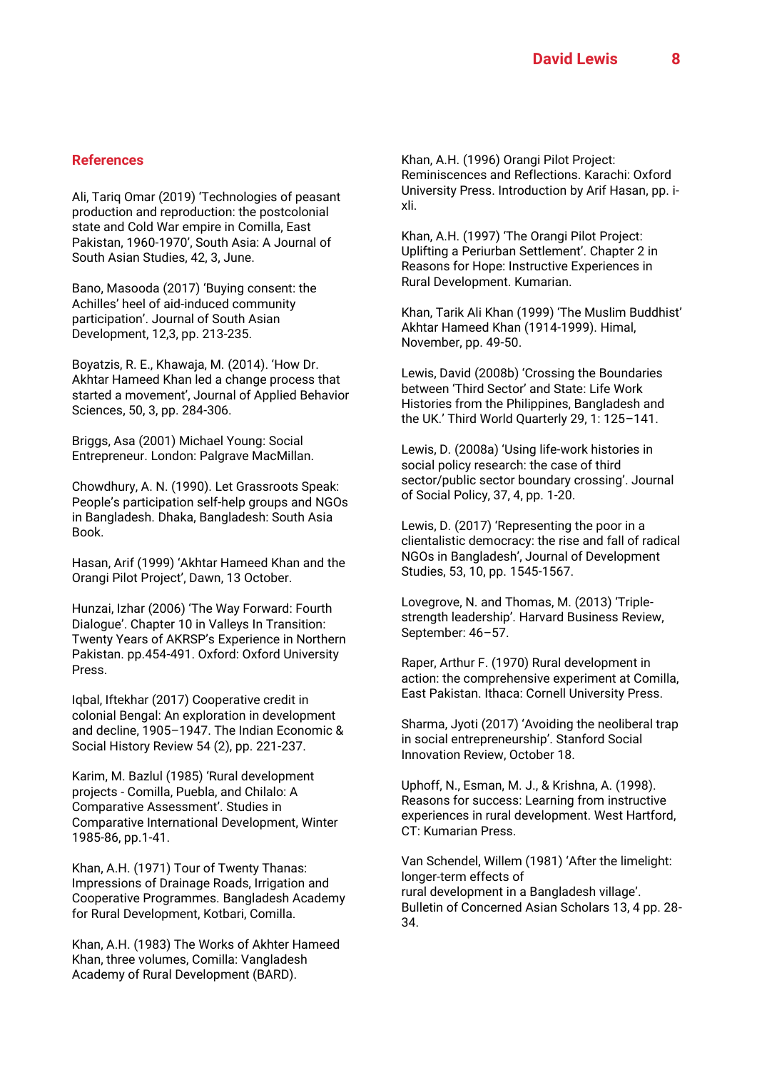## References

Ali, Tariq Omar (2019) 'Technologies of peasant production and reproduction: the postcolonial state and Cold War empire in Comilla, East Pakistan, 1960-1970', South Asia: A Journal of South Asian Studies, 42, 3, June.

Bano, Masooda (2017) 'Buying consent: the Achilles' heel of aid-induced community participation'. Journal of South Asian Development, 12,3, pp. 213-235.

Boyatzis, R. E., Khawaja, M. (2014). 'How Dr. Akhtar Hameed Khan led a change process that started a movement', Journal of Applied Behavior Sciences, 50, 3, pp. 284-306.

Briggs, Asa (2001) Michael Young: Social Entrepreneur. London: Palgrave MacMillan.

Chowdhury, A. N. (1990). Let Grassroots Speak: People's participation self-help groups and NGOs in Bangladesh. Dhaka, Bangladesh: South Asia Book.

Hasan, Arif (1999) 'Akhtar Hameed Khan and the Orangi Pilot Project', Dawn, 13 October.

Hunzai, Izhar (2006) 'The Way Forward: Fourth Dialogue'. Chapter 10 in Valleys In Transition: Twenty Years of AKRSP's Experience in Northern Pakistan. pp.454-491. Oxford: Oxford University Press.

Iqbal, Iftekhar (2017) Cooperative credit in colonial Bengal: An exploration in development and decline, 1905–1947. The Indian Economic & Social History Review 54 (2), pp. 221-237.

Karim, M. Bazlul (1985) 'Rural development projects - Comilla, Puebla, and Chilalo: A Comparative Assessment'. Studies in Comparative International Development, Winter 1985-86, pp.1-41.

Khan, A.H. (1971) Tour of Twenty Thanas: Impressions of Drainage Roads, Irrigation and Cooperative Programmes. Bangladesh Academy for Rural Development, Kotbari, Comilla.

Khan, A.H. (1983) The Works of Akhter Hameed Khan, three volumes, Comilla: Vangladesh Academy of Rural Development (BARD).

Khan, A.H. (1996) Orangi Pilot Project: Reminiscences and Reflections. Karachi: Oxford University Press. Introduction by Arif Hasan, pp. i-xli.

Khan, A.H. (1997) 'The Orangi Pilot Project: Uplifting a Periurban Settlement'. Chapter 2 in Reasons for Hope: Instructive Experiences in Rural Development. Kumarian.

Khan, Tarik Ali Khan (1999) 'The Muslim Buddhist' Akhtar Hameed Khan (1914-1999). Himal, November, pp. 49-50.

Lewis, David (2008b) 'Crossing the Boundaries between 'Third Sector' and State: Life Work Histories from the Philippines, Bangladesh and the UK.' Third World Quarterly 29, 1: 125–141.

Lewis, D. (2008a) 'Using life-work histories in social policy research: the case of third sector/public sector boundary crossing'. Journal of Social Policy, 37, 4, pp. 1-20.

Lewis, D. (2017) 'Representing the poor in a clientalistic democracy: the rise and fall of radical NGOs in Bangladesh', Journal of Development Studies, 53, 10, pp. 1545-1567.

Lovegrove, N. and Thomas, M. (2013) 'Triple-strength leadership'. Harvard Business Review, September: 46–57.

Raper, Arthur F. (1970) Rural development in action: the comprehensive experiment at Comilla, East Pakistan. Ithaca: Cornell University Press.

Sharma, Jyoti (2017) 'Avoiding the neoliberal trap in social entrepreneurship'. Stanford Social Innovation Review, October 18.

Uphoff, N., Esman, M. J., & Krishna, A. (1998). Reasons for success: Learning from instructive experiences in rural development. West Hartford, CT: Kumarian Press.

Van Schendel, Willem (1981) 'After the limelight: longer-term effects of rural development in a Bangladesh village'. Bulletin of Concerned Asian Scholars 13, 4 pp. 28-34.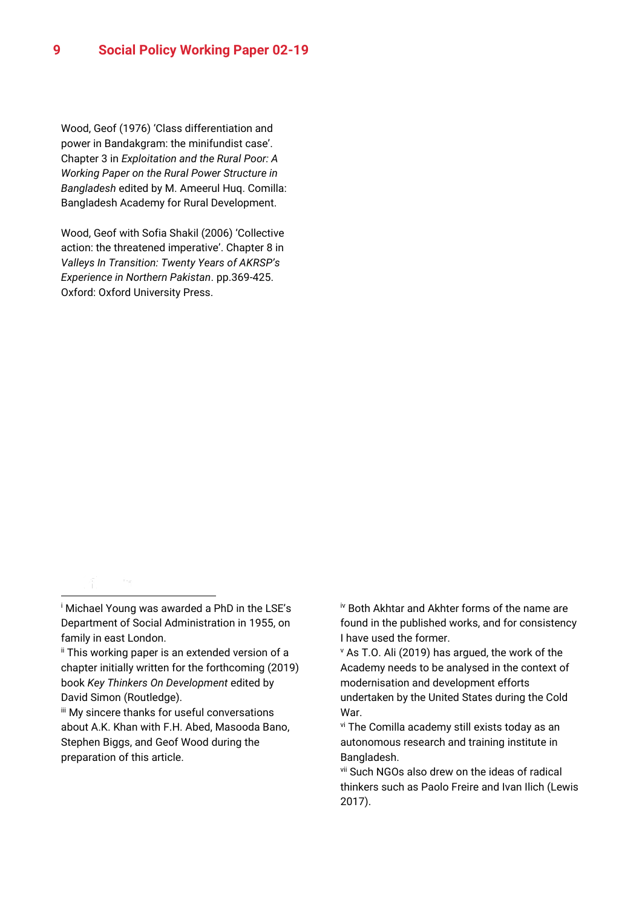Wood, Geof (1976) 'Class differentiation and power in Bandakgram: the minifundist case'. Chapter 3 in *Exploitation and the Rural Poor: A Working Paper on the Rural Power Structure in Bangladesh* edited by M. Ameerul Huq. Comilla: Bangladesh Academy for Rural Development.

Wood, Geof with Sofia Shakil (2006) 'Collective action: the threatened imperative'. Chapter 8 in *Valleys In Transition: Twenty Years of AKRSP's Experience in Northern Pakistan*. pp.369-425. Oxford: Oxford University Press.

---

[i] Michael Young was awarded a PhD in the LSE's Department of Social Administration in 1955, on family in east London.

[ii] This working paper is an extended version of a chapter initially written for the forthcoming (2019) book *Key Thinkers On Development* edited by David Simon (Routledge).

[iii] My sincere thanks for useful conversations about A.K. Khan with F.H. Abed, Masooda Bano, Stephen Biggs, and Geof Wood during the preparation of this article.

[iv] Both Akhtar and Akhter forms of the name are found in the published works, and for consistency I have used the former.

[v] As T.O. Ali (2019) has argued, the work of the Academy needs to be analysed in the context of modernisation and development efforts undertaken by the United States during the Cold War.

[vi] The Comilla academy still exists today as an autonomous research and training institute in Bangladesh.

[vii] Such NGOs also drew on the ideas of radical thinkers such as Paolo Freire and Ivan Ilich (Lewis 2017).